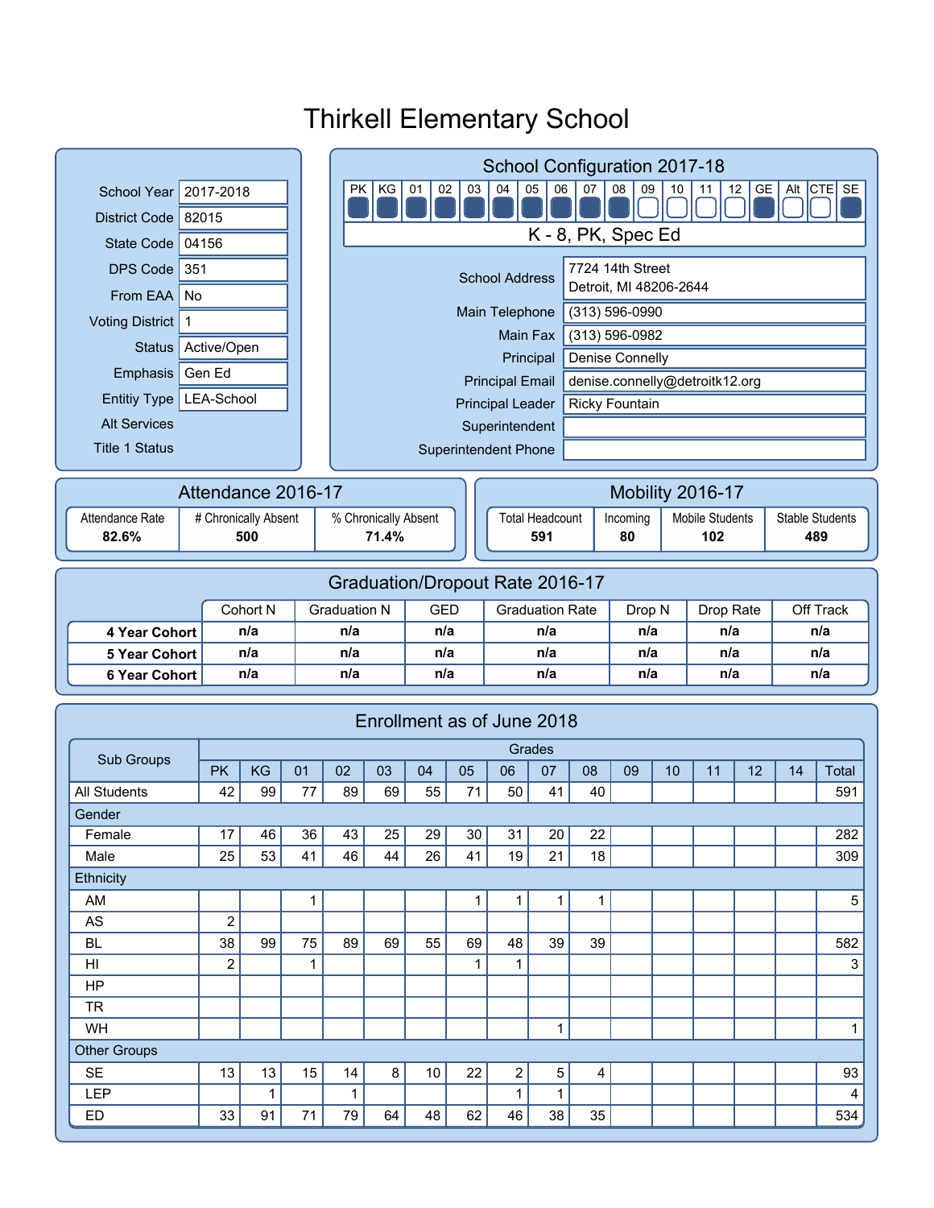# Thirkell Elementary School

| | |
|---|---|
| School Year | 2017-2018 |
| District Code | 82015 |
| State Code | 04156 |
| DPS Code | 351 |
| From EAA | No |
| Voting District | 1 |
| Status | Active/Open |
| Emphasis | Gen Ed |
| Entitiy Type | LEA-School |
| Alt Services | |
| Title 1 Status | |

## School Configuration 2017-18

| PK | KG | 01 | 02 | 03 | 04 | 05 | 06 | 07 | 08 | 09 | 10 | 11 | 12 | GE | Alt | CTE | SE |
|---|---|---|---|---|---|---|---|---|---|---|---|---|---|---|---|---|---|
| ■ | ■ | ■ | ■ | ■ | ■ | ■ | ■ | ■ | ■ | □ | □ | □ | □ | ■ | □ | □ | ■ |

K - 8, PK, Spec Ed

| | |
|---|---|
| School Address | 7724 14th Street<br>Detroit, MI 48206-2644 |
| Main Telephone | (313) 596-0990 |
| Main Fax | (313) 596-0982 |
| Principal | Denise Connelly |
| Principal Email | denise.connelly@detroitk12.org |
| Principal Leader | Ricky Fountain |
| Superintendent | |
| Superintendent Phone | |

## Attendance 2016-17

| Attendance Rate | # Chronically Absent | % Chronically Absent |
|---|---|---|
| 82.6% | 500 | 71.4% |

## Mobility 2016-17

| Total Headcount | Incoming | Mobile Students | Stable Students |
|---|---|---|---|
| 591 | 80 | 102 | 489 |

## Graduation/Dropout Rate 2016-17

| | Cohort N | Graduation N | GED | Graduation Rate | Drop N | Drop Rate | Off Track |
|---|---|---|---|---|---|---|---|
| 4 Year Cohort | n/a | n/a | n/a | n/a | n/a | n/a | n/a |
| 5 Year Cohort | n/a | n/a | n/a | n/a | n/a | n/a | n/a |
| 6 Year Cohort | n/a | n/a | n/a | n/a | n/a | n/a | n/a |

## Enrollment as of June 2018

| Sub Groups | Grades | | | | | | | | | | | | | | |
|---|---|---|---|---|---|---|---|---|---|---|---|---|---|---|---|
| | PK | KG | 01 | 02 | 03 | 04 | 05 | 06 | 07 | 08 | 09 | 10 | 11 | 12 | 14 | Total |
| All Students | 42 | 99 | 77 | 89 | 69 | 55 | 71 | 50 | 41 | 40 | | | | | | 591 |
| Gender | | | | | | | | | | | | | | | | |
| Female | 17 | 46 | 36 | 43 | 25 | 29 | 30 | 31 | 20 | 22 | | | | | | 282 |
| Male | 25 | 53 | 41 | 46 | 44 | 26 | 41 | 19 | 21 | 18 | | | | | | 309 |
| Ethnicity | | | | | | | | | | | | | | | | |
| AM | | | 1 | | | | 1 | 1 | 1 | 1 | | | | | | 5 |
| AS | 2 | | | | | | | | | | | | | | | |
| BL | 38 | 99 | 75 | 89 | 69 | 55 | 69 | 48 | 39 | 39 | | | | | | 582 |
| HI | 2 | | 1 | | | | 1 | 1 | | | | | | | | 3 |
| HP | | | | | | | | | | | | | | | | |
| TR | | | | | | | | | | | | | | | | |
| WH | | | | | | | | | 1 | | | | | | | 1 |
| Other Groups | | | | | | | | | | | | | | | | |
| SE | 13 | 13 | 15 | 14 | 8 | 10 | 22 | 2 | 5 | 4 | | | | | | 93 |
| LEP | | 1 | | 1 | | | | 1 | 1 | | | | | | | 4 |
| ED | 33 | 91 | 71 | 79 | 64 | 48 | 62 | 46 | 38 | 35 | | | | | | 534 |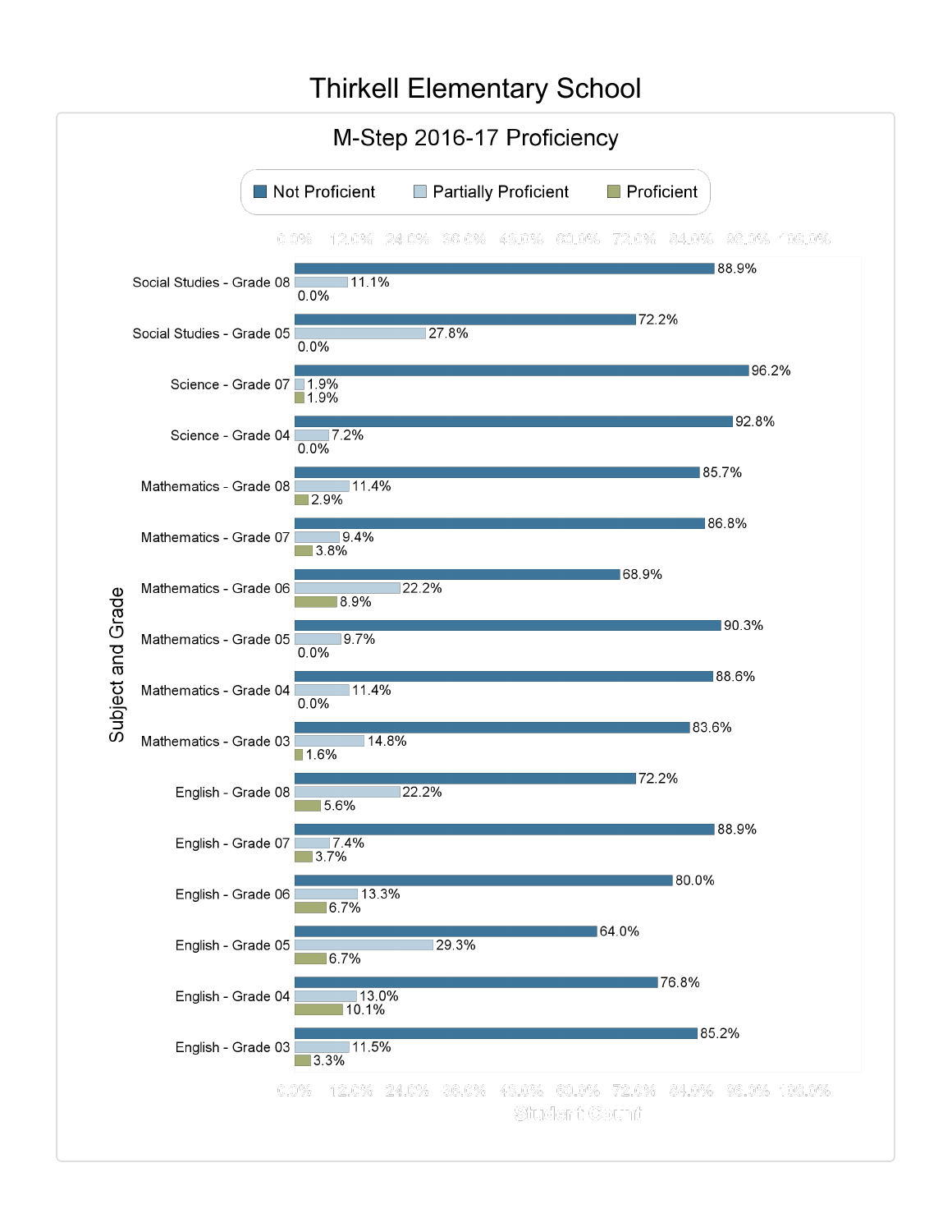# Thirkell Elementary School

## M-Step 2016-17 Proficiency

| Subject and Grade | Not Proficient | Partially Proficient | Proficient |
|---|---|---|---|
| Social Studies - Grade 08 | 88.9% | 11.1% | 0.0% |
| Social Studies - Grade 05 | 72.2% | 27.8% | 0.0% |
| Science - Grade 07 | 96.2% | 1.9% | 1.9% |
| Science - Grade 04 | 92.8% | 7.2% | 0.0% |
| Mathematics - Grade 08 | 85.7% | 11.4% | 2.9% |
| Mathematics - Grade 07 | 86.8% | 9.4% | 3.8% |
| Mathematics - Grade 06 | 68.9% | 22.2% | 8.9% |
| Mathematics - Grade 05 | 90.3% | 9.7% | 0.0% |
| Mathematics - Grade 04 | 88.6% | 11.4% | 0.0% |
| Mathematics - Grade 03 | 83.6% | 14.8% | 1.6% |
| English - Grade 08 | 72.2% | 22.2% | 5.6% |
| English - Grade 07 | 88.9% | 7.4% | 3.7% |
| English - Grade 06 | 80.0% | 13.3% | 6.7% |
| English - Grade 05 | 64.0% | 29.3% | 6.7% |
| English - Grade 04 | 76.8% | 13.0% | 10.1% |
| English - Grade 03 | 85.2% | 11.5% | 3.3% |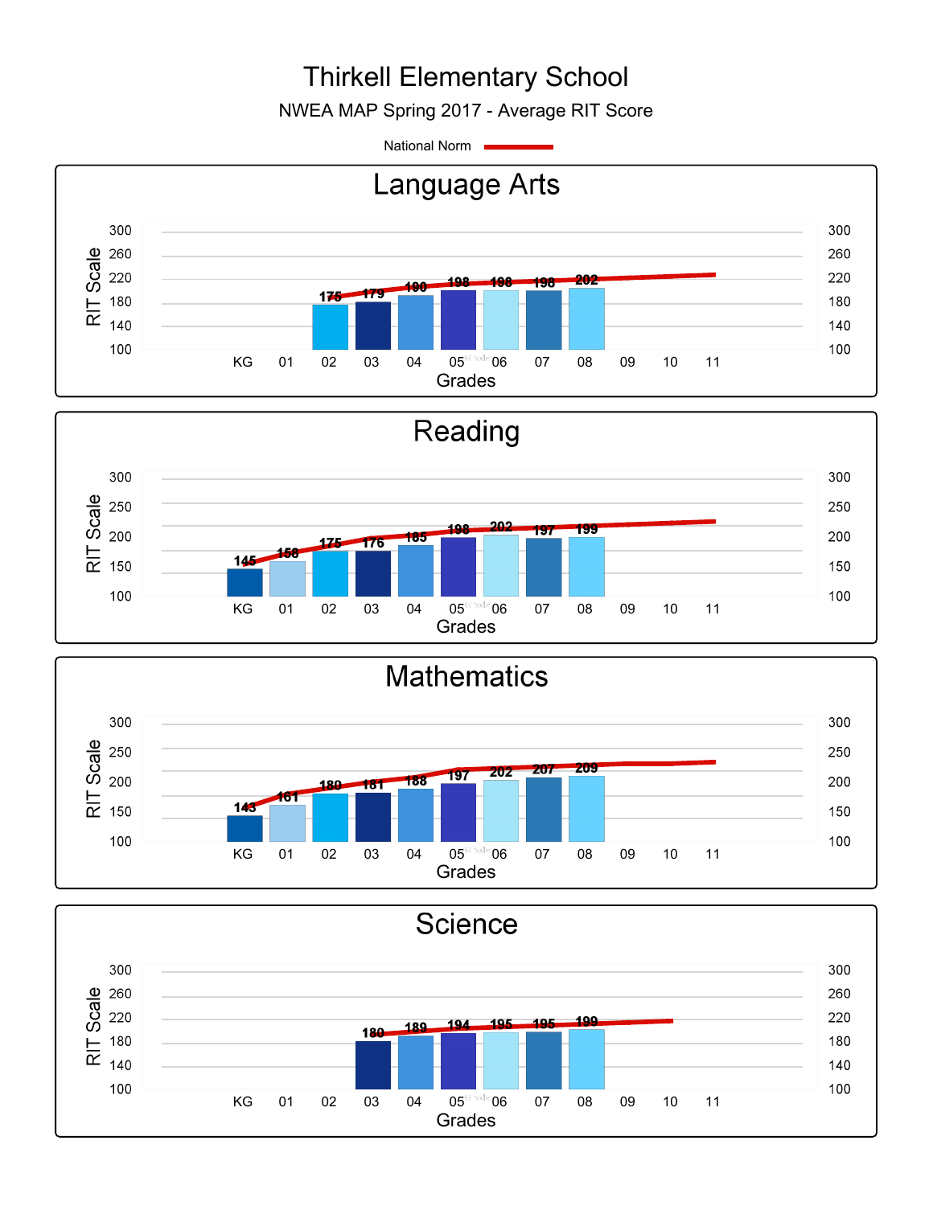# Thirkell Elementary School

NWEA MAP Spring 2017 - Average RIT Score

National Norm

## Language Arts

| Grades | KG | 01 | 02 | 03 | 04 | 05 | 06 | 07 | 08 | 09 | 10 | 11 |
|---|---|---|---|---|---|---|---|---|---|---|---|---|
| Average RIT Score | | | 175 | 179 | 190 | 198 | 198 | 198 | 202 | | | |

## Reading

| Grades | KG | 01 | 02 | 03 | 04 | 05 | 06 | 07 | 08 | 09 | 10 | 11 |
|---|---|---|---|---|---|---|---|---|---|---|---|---|
| Average RIT Score | 145 | 158 | 175 | 176 | 185 | 198 | 202 | 197 | 199 | | | |

## Mathematics

| Grades | KG | 01 | 02 | 03 | 04 | 05 | 06 | 07 | 08 | 09 | 10 | 11 |
|---|---|---|---|---|---|---|---|---|---|---|---|---|
| Average RIT Score | 143 | 161 | 180 | 181 | 188 | 197 | 202 | 207 | 209 | | | |

## Science

| Grades | KG | 01 | 02 | 03 | 04 | 05 | 06 | 07 | 08 | 09 | 10 | 11 |
|---|---|---|---|---|---|---|---|---|---|---|---|---|
| Average RIT Score | | | | 180 | 189 | 194 | 195 | 195 | 199 | | | |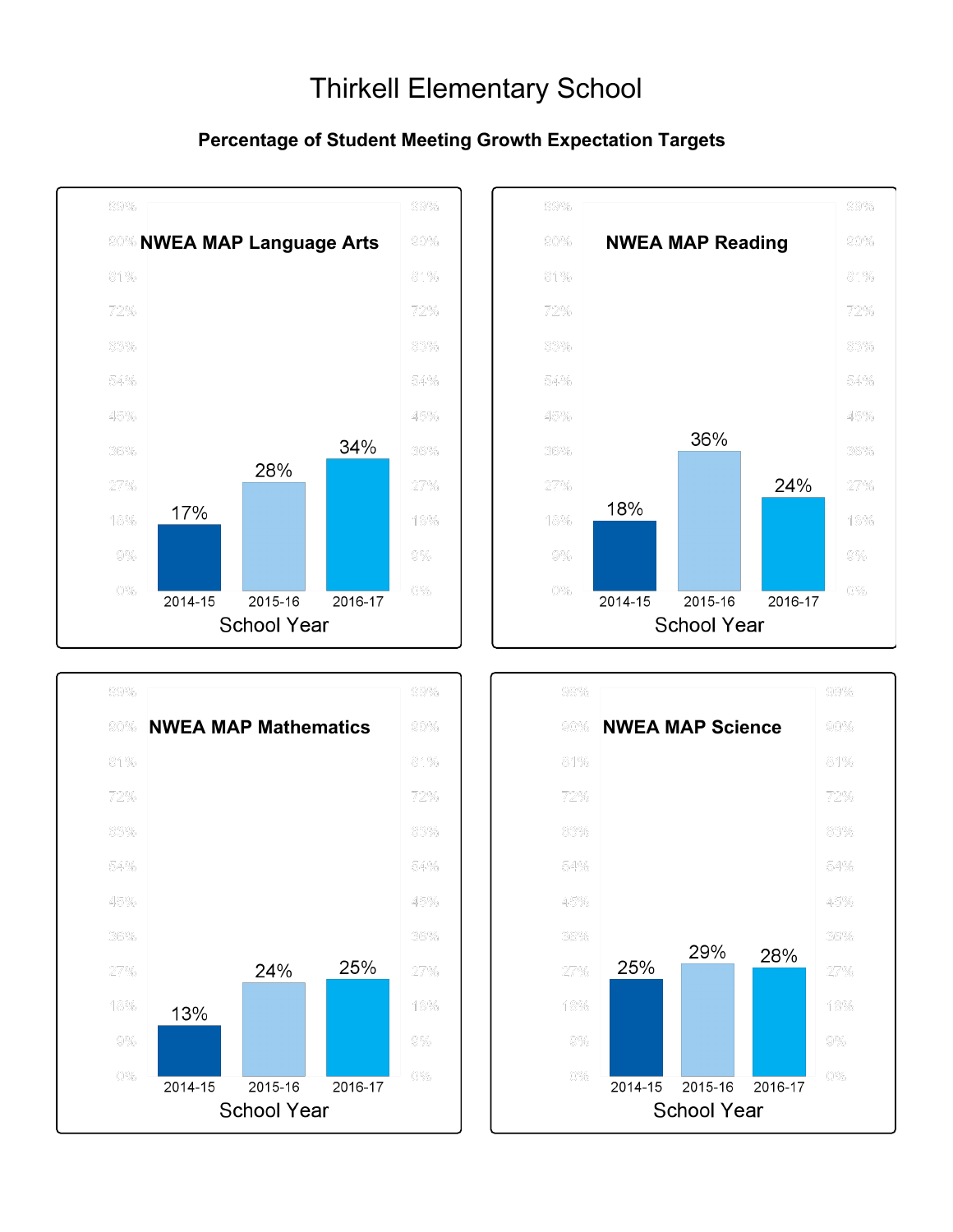# Thirkell Elementary School

**Percentage of Student Meeting Growth Expectation Targets**

**NWEA MAP Language Arts**

17%
28%
34%

2014-15
2015-16
2016-17

School Year

**NWEA MAP Reading**

18%
36%
24%

2014-15
2015-16
2016-17

School Year

**NWEA MAP Mathematics**

13%
24%
25%

2014-15
2015-16
2016-17

School Year

**NWEA MAP Science**

25%
29%
28%

2014-15
2015-16
2016-17

School Year